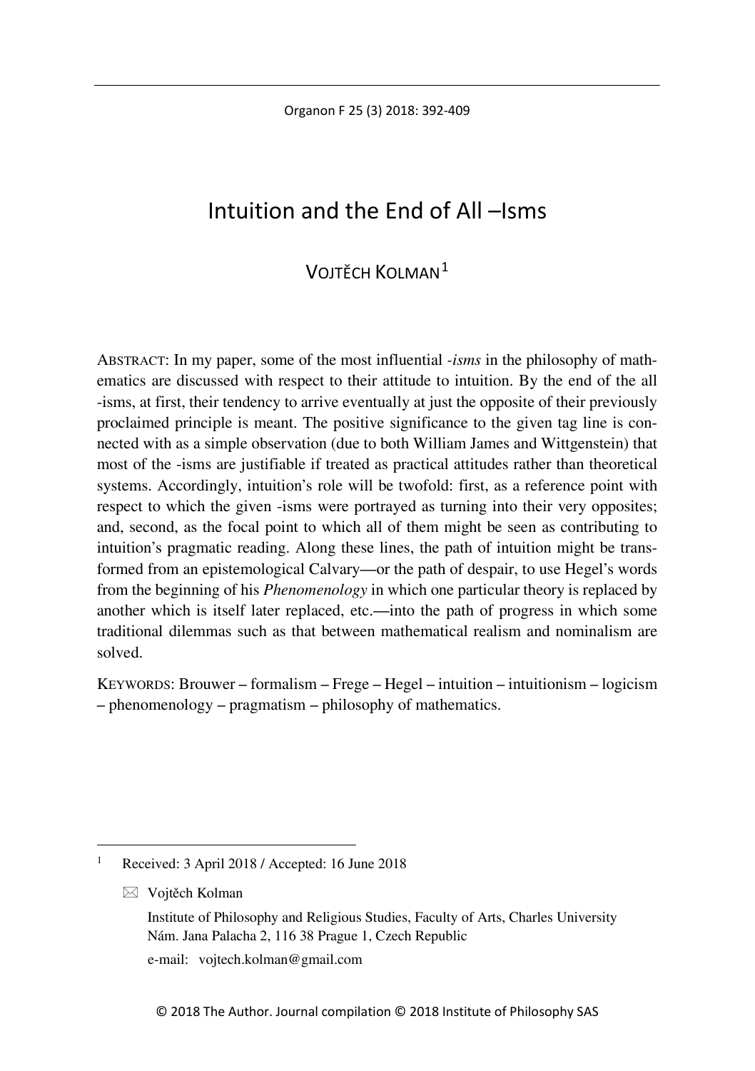# Intuition and the End of All –Isms

VOJTĚCH KOLMAN[1]

ABSTRACT: In my paper, some of the most influential *-isms* in the philosophy of mathematics are discussed with respect to their attitude to intuition. By the end of the all -isms, at first, their tendency to arrive eventually at just the opposite of their previously proclaimed principle is meant. The positive significance to the given tag line is connected with as a simple observation (due to both William James and Wittgenstein) that most of the -isms are justifiable if treated as practical attitudes rather than theoretical systems. Accordingly, intuition's role will be twofold: first, as a reference point with respect to which the given -isms were portrayed as turning into their very opposites; and, second, as the focal point to which all of them might be seen as contributing to intuition's pragmatic reading. Along these lines, the path of intuition might be transformed from an epistemological Calvary—or the path of despair, to use Hegel's words from the beginning of his *Phenomenology* in which one particular theory is replaced by another which is itself later replaced, etc.—into the path of progress in which some traditional dilemmas such as that between mathematical realism and nominalism are solved.

KEYWORDS: Brouwer – formalism – Frege – Hegel – intuition – intuitionism – logicism – phenomenology – pragmatism – philosophy of mathematics.

---

[1] Received: 3 April 2018 / Accepted: 16 June 2018

✉ Vojtěch Kolman
Institute of Philosophy and Religious Studies, Faculty of Arts, Charles University
Nám. Jana Palacha 2, 116 38 Prague 1, Czech Republic
e-mail: vojtech.kolman@gmail.com

© 2018 The Author. Journal compilation © 2018 Institute of Philosophy SAS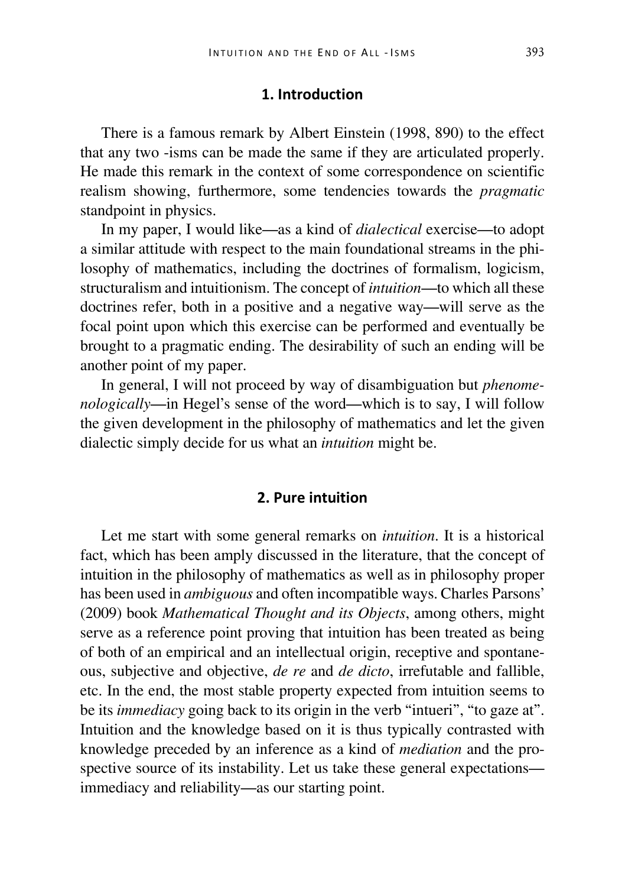## 1. Introduction

There is a famous remark by Albert Einstein (1998, 890) to the effect that any two -isms can be made the same if they are articulated properly. He made this remark in the context of some correspondence on scientific realism showing, furthermore, some tendencies towards the *pragmatic* standpoint in physics.

In my paper, I would like—as a kind of *dialectical* exercise—to adopt a similar attitude with respect to the main foundational streams in the philosophy of mathematics, including the doctrines of formalism, logicism, structuralism and intuitionism. The concept of *intuition*—to which all these doctrines refer, both in a positive and a negative way—will serve as the focal point upon which this exercise can be performed and eventually be brought to a pragmatic ending. The desirability of such an ending will be another point of my paper.

In general, I will not proceed by way of disambiguation but *phenomenologically*—in Hegel's sense of the word—which is to say, I will follow the given development in the philosophy of mathematics and let the given dialectic simply decide for us what an *intuition* might be.

## 2. Pure intuition

Let me start with some general remarks on *intuition*. It is a historical fact, which has been amply discussed in the literature, that the concept of intuition in the philosophy of mathematics as well as in philosophy proper has been used in *ambiguous* and often incompatible ways. Charles Parsons' (2009) book *Mathematical Thought and its Objects*, among others, might serve as a reference point proving that intuition has been treated as being of both of an empirical and an intellectual origin, receptive and spontaneous, subjective and objective, *de re* and *de dicto*, irrefutable and fallible, etc. In the end, the most stable property expected from intuition seems to be its *immediacy* going back to its origin in the verb "intueri", "to gaze at". Intuition and the knowledge based on it is thus typically contrasted with knowledge preceded by an inference as a kind of *mediation* and the prospective source of its instability. Let us take these general expectations—immediacy and reliability—as our starting point.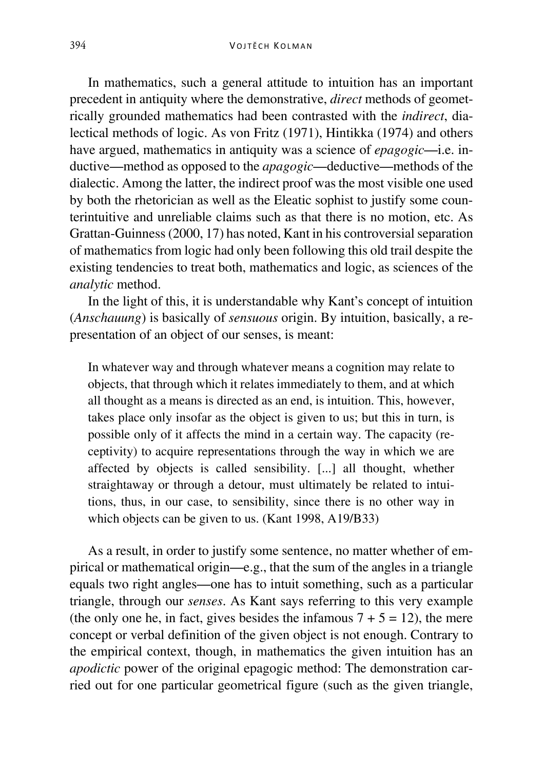In mathematics, such a general attitude to intuition has an important precedent in antiquity where the demonstrative, *direct* methods of geometrically grounded mathematics had been contrasted with the *indirect*, dialectical methods of logic. As von Fritz (1971), Hintikka (1974) and others have argued, mathematics in antiquity was a science of *epagogic*—i.e. inductive—method as opposed to the *apagogic*—deductive—methods of the dialectic. Among the latter, the indirect proof was the most visible one used by both the rhetorician as well as the Eleatic sophist to justify some counterintuitive and unreliable claims such as that there is no motion, etc. As Grattan-Guinness (2000, 17) has noted, Kant in his controversial separation of mathematics from logic had only been following this old trail despite the existing tendencies to treat both, mathematics and logic, as sciences of the *analytic* method.

In the light of this, it is understandable why Kant's concept of intuition (*Anschauung*) is basically of *sensuous* origin. By intuition, basically, a representation of an object of our senses, is meant:

> In whatever way and through whatever means a cognition may relate to objects, that through which it relates immediately to them, and at which all thought as a means is directed as an end, is intuition. This, however, takes place only insofar as the object is given to us; but this in turn, is possible only of it affects the mind in a certain way. The capacity (receptivity) to acquire representations through the way in which we are affected by objects is called sensibility. [...] all thought, whether straightaway or through a detour, must ultimately be related to intuitions, thus, in our case, to sensibility, since there is no other way in which objects can be given to us. (Kant 1998, A19/B33)

As a result, in order to justify some sentence, no matter whether of empirical or mathematical origin—e.g., that the sum of the angles in a triangle equals two right angles—one has to intuit something, such as a particular triangle, through our *senses*. As Kant says referring to this very example (the only one he, in fact, gives besides the infamous $7 + 5 = 12$), the mere concept or verbal definition of the given object is not enough. Contrary to the empirical context, though, in mathematics the given intuition has an *apodictic* power of the original epagogic method: The demonstration carried out for one particular geometrical figure (such as the given triangle,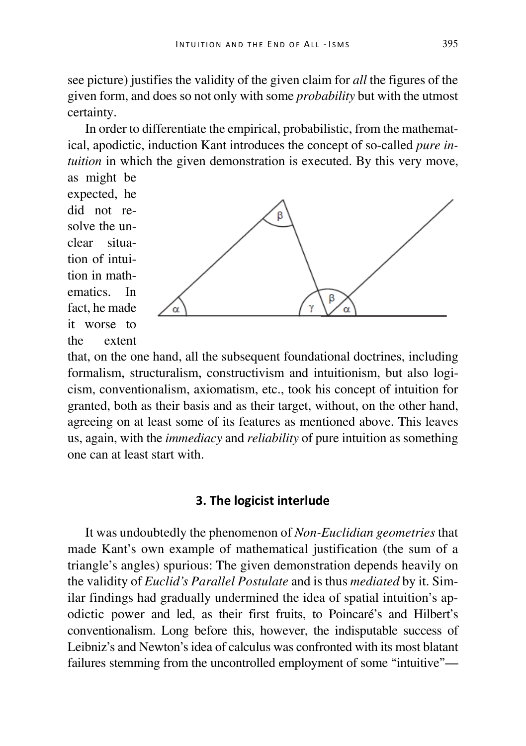see picture) justifies the validity of the given claim for *all* the figures of the given form, and does so not only with some *probability* but with the utmost certainty.

In order to differentiate the empirical, probabilistic, from the mathematical, apodictic, induction Kant introduces the concept of so-called *pure intuition* in which the given demonstration is executed. By this very move, as might be expected, he did not resolve the unclear situation of intuition in mathematics. In fact, he made it worse to the extent that, on the one hand, all the subsequent foundational doctrines, including formalism, structuralism, constructivism and intuitionism, but also logicism, conventionalism, axiomatism, etc., took his concept of intuition for granted, both as their basis and as their target, without, on the other hand, agreeing on at least some of its features as mentioned above. This leaves us, again, with the *immediacy* and *reliability* of pure intuition as something one can at least start with.

## 3. The logicist interlude

It was undoubtedly the phenomenon of *Non-Euclidian geometries* that made Kant's own example of mathematical justification (the sum of a triangle's angles) spurious: The given demonstration depends heavily on the validity of *Euclid's Parallel Postulate* and is thus *mediated* by it. Similar findings had gradually undermined the idea of spatial intuition's apodictic power and led, as their first fruits, to Poincaré's and Hilbert's conventionalism. Long before this, however, the indisputable success of Leibniz's and Newton's idea of calculus was confronted with its most blatant failures stemming from the uncontrolled employment of some "intuitive"—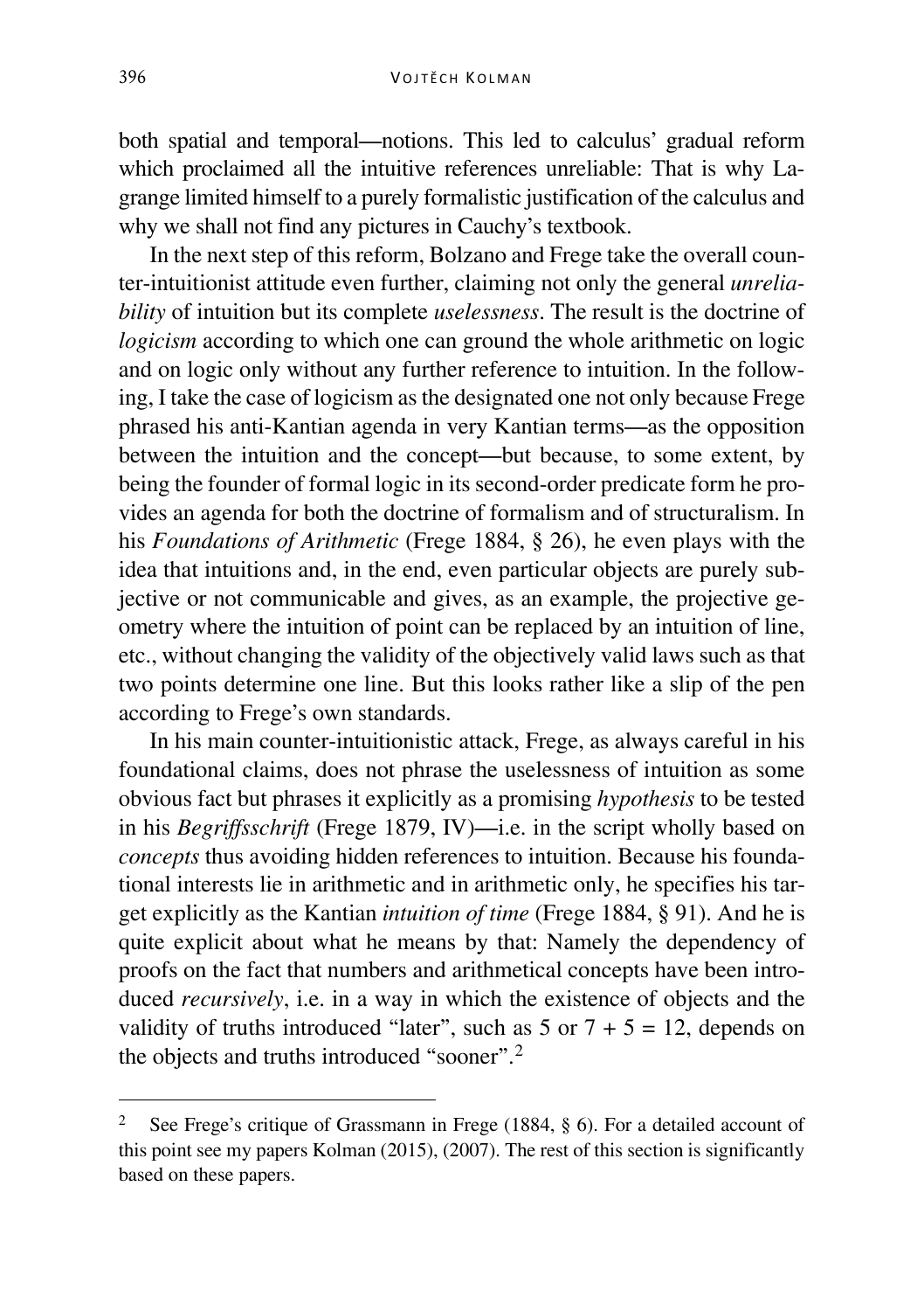both spatial and temporal—notions. This led to calculus' gradual reform which proclaimed all the intuitive references unreliable: That is why Lagrange limited himself to a purely formalistic justification of the calculus and why we shall not find any pictures in Cauchy's textbook.

In the next step of this reform, Bolzano and Frege take the overall counter-intuitionist attitude even further, claiming not only the general *unreliability* of intuition but its complete *uselessness*. The result is the doctrine of *logicism* according to which one can ground the whole arithmetic on logic and on logic only without any further reference to intuition. In the following, I take the case of logicism as the designated one not only because Frege phrased his anti-Kantian agenda in very Kantian terms—as the opposition between the intuition and the concept—but because, to some extent, by being the founder of formal logic in its second-order predicate form he provides an agenda for both the doctrine of formalism and of structuralism. In his *Foundations of Arithmetic* (Frege 1884, § 26), he even plays with the idea that intuitions and, in the end, even particular objects are purely subjective or not communicable and gives, as an example, the projective geometry where the intuition of point can be replaced by an intuition of line, etc., without changing the validity of the objectively valid laws such as that two points determine one line. But this looks rather like a slip of the pen according to Frege's own standards.

In his main counter-intuitionistic attack, Frege, as always careful in his foundational claims, does not phrase the uselessness of intuition as some obvious fact but phrases it explicitly as a promising *hypothesis* to be tested in his *Begriffsschrift* (Frege 1879, IV)—i.e. in the script wholly based on *concepts* thus avoiding hidden references to intuition. Because his foundational interests lie in arithmetic and in arithmetic only, he specifies his target explicitly as the Kantian *intuition of time* (Frege 1884, § 91). And he is quite explicit about what he means by that: Namely the dependency of proofs on the fact that numbers and arithmetical concepts have been introduced *recursively*, i.e. in a way in which the existence of objects and the validity of truths introduced "later", such as 5 or $7 + 5 = 12$, depends on the objects and truths introduced "sooner".[2]

---

[2] See Frege's critique of Grassmann in Frege (1884, § 6). For a detailed account of this point see my papers Kolman (2015), (2007). The rest of this section is significantly based on these papers.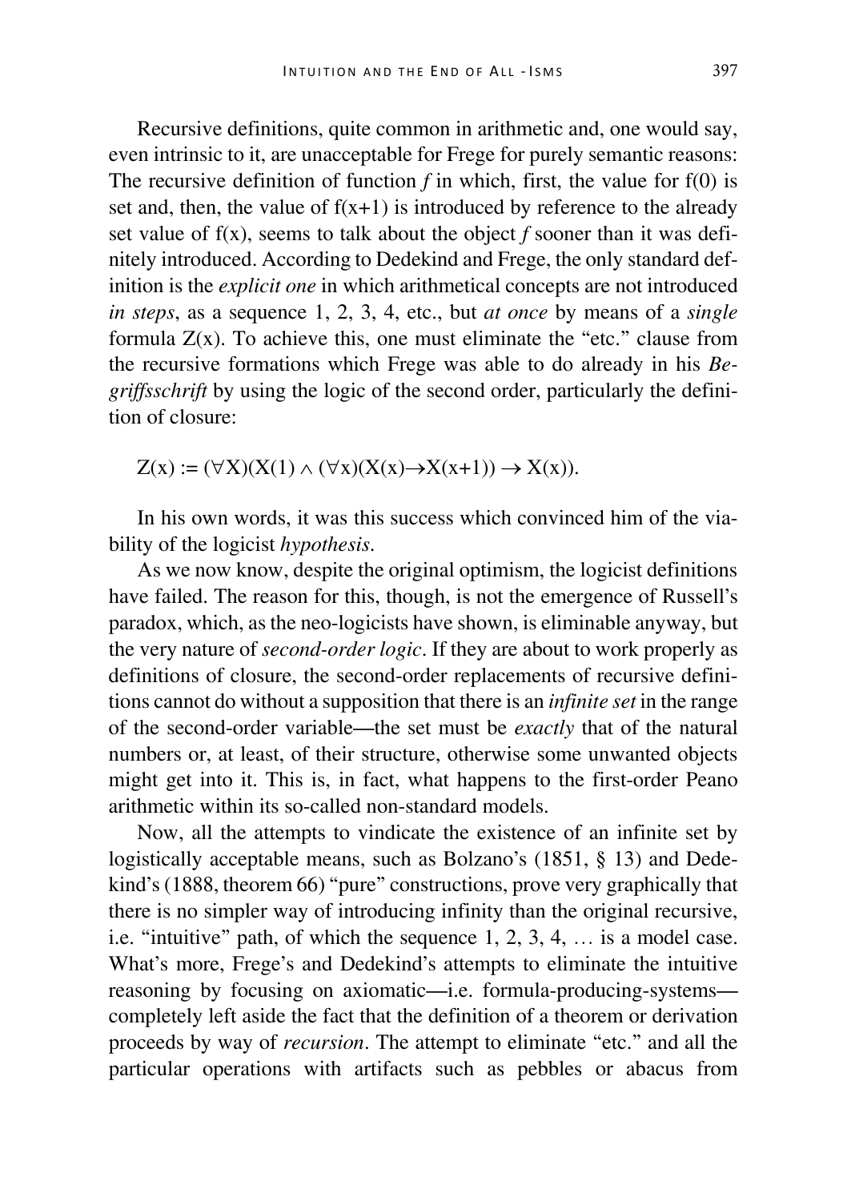Recursive definitions, quite common in arithmetic and, one would say, even intrinsic to it, are unacceptable for Frege for purely semantic reasons: The recursive definition of function *f* in which, first, the value for $f(0)$ is set and, then, the value of $f(x+1)$ is introduced by reference to the already set value of $f(x)$, seems to talk about the object *f* sooner than it was definitely introduced. According to Dedekind and Frege, the only standard definition is the *explicit one* in which arithmetical concepts are not introduced *in steps*, as a sequence 1, 2, 3, 4, etc., but *at once* by means of a *single* formula $Z(x)$. To achieve this, one must eliminate the "etc." clause from the recursive formations which Frege was able to do already in his *Begriffsschrift* by using the logic of the second order, particularly the definition of closure:

$$Z(x) := (\forall X)(X(1) \wedge (\forall x)(X(x) \rightarrow X(x+1)) \rightarrow X(x)).$$

In his own words, it was this success which convinced him of the viability of the logicist *hypothesis*.

As we now know, despite the original optimism, the logicist definitions have failed. The reason for this, though, is not the emergence of Russell's paradox, which, as the neo-logicists have shown, is eliminable anyway, but the very nature of *second-order logic*. If they are about to work properly as definitions of closure, the second-order replacements of recursive definitions cannot do without a supposition that there is an *infinite set* in the range of the second-order variable—the set must be *exactly* that of the natural numbers or, at least, of their structure, otherwise some unwanted objects might get into it. This is, in fact, what happens to the first-order Peano arithmetic within its so-called non-standard models.

Now, all the attempts to vindicate the existence of an infinite set by logistically acceptable means, such as Bolzano's (1851, § 13) and Dedekind's (1888, theorem 66) "pure" constructions, prove very graphically that there is no simpler way of introducing infinity than the original recursive, i.e. "intuitive" path, of which the sequence 1, 2, 3, 4, … is a model case. What's more, Frege's and Dedekind's attempts to eliminate the intuitive reasoning by focusing on axiomatic—i.e. formula-producing-systems—completely left aside the fact that the definition of a theorem or derivation proceeds by way of *recursion*. The attempt to eliminate "etc." and all the particular operations with artifacts such as pebbles or abacus from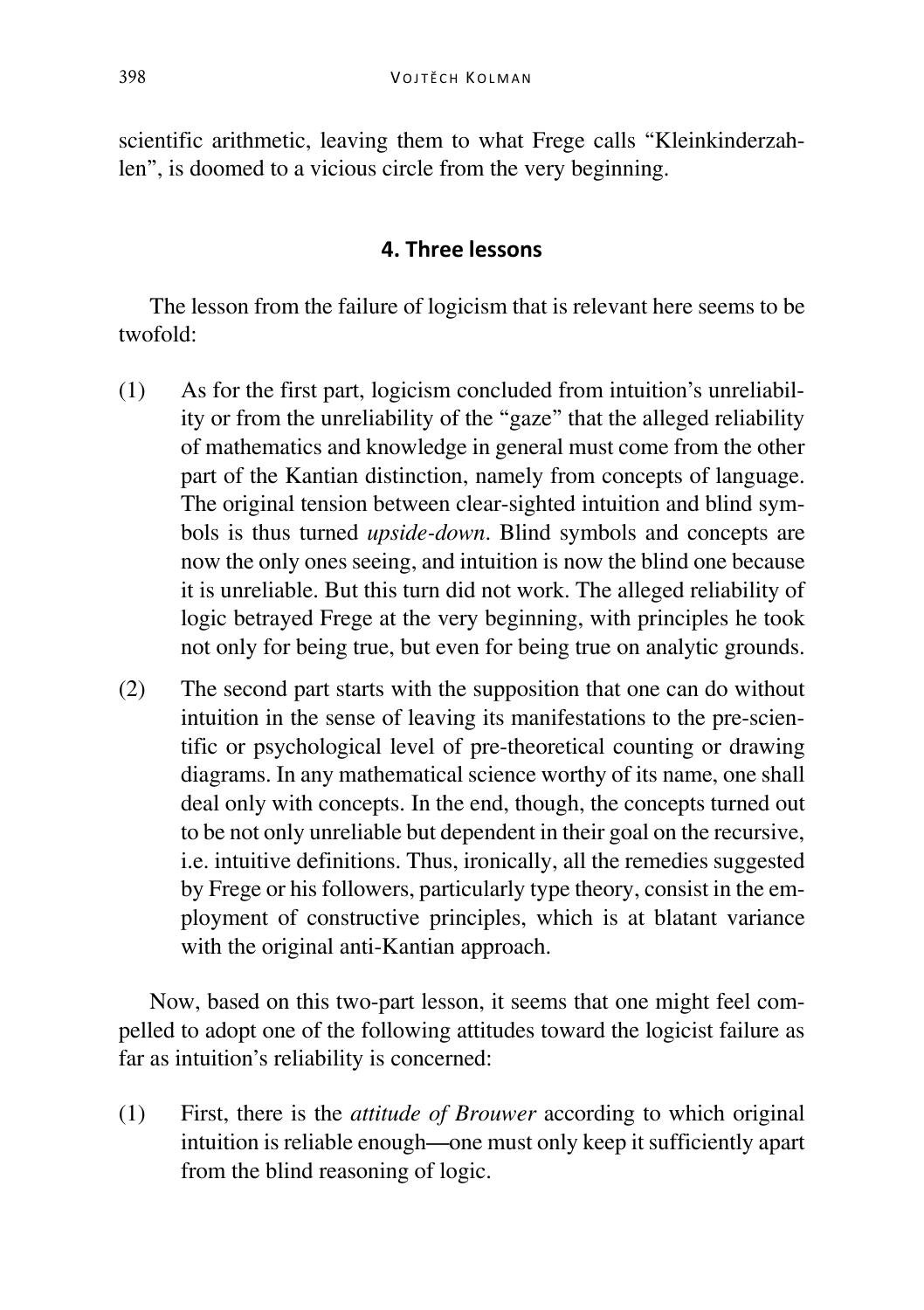scientific arithmetic, leaving them to what Frege calls "Kleinkinderzahlen", is doomed to a vicious circle from the very beginning.

## 4. Three lessons

The lesson from the failure of logicism that is relevant here seems to be twofold:

(1) As for the first part, logicism concluded from intuition's unreliability or from the unreliability of the "gaze" that the alleged reliability of mathematics and knowledge in general must come from the other part of the Kantian distinction, namely from concepts of language. The original tension between clear-sighted intuition and blind symbols is thus turned *upside-down*. Blind symbols and concepts are now the only ones seeing, and intuition is now the blind one because it is unreliable. But this turn did not work. The alleged reliability of logic betrayed Frege at the very beginning, with principles he took not only for being true, but even for being true on analytic grounds.

(2) The second part starts with the supposition that one can do without intuition in the sense of leaving its manifestations to the pre-scientific or psychological level of pre-theoretical counting or drawing diagrams. In any mathematical science worthy of its name, one shall deal only with concepts. In the end, though, the concepts turned out to be not only unreliable but dependent in their goal on the recursive, i.e. intuitive definitions. Thus, ironically, all the remedies suggested by Frege or his followers, particularly type theory, consist in the employment of constructive principles, which is at blatant variance with the original anti-Kantian approach.

Now, based on this two-part lesson, it seems that one might feel compelled to adopt one of the following attitudes toward the logicist failure as far as intuition's reliability is concerned:

(1) First, there is the *attitude of Brouwer* according to which original intuition is reliable enough—one must only keep it sufficiently apart from the blind reasoning of logic.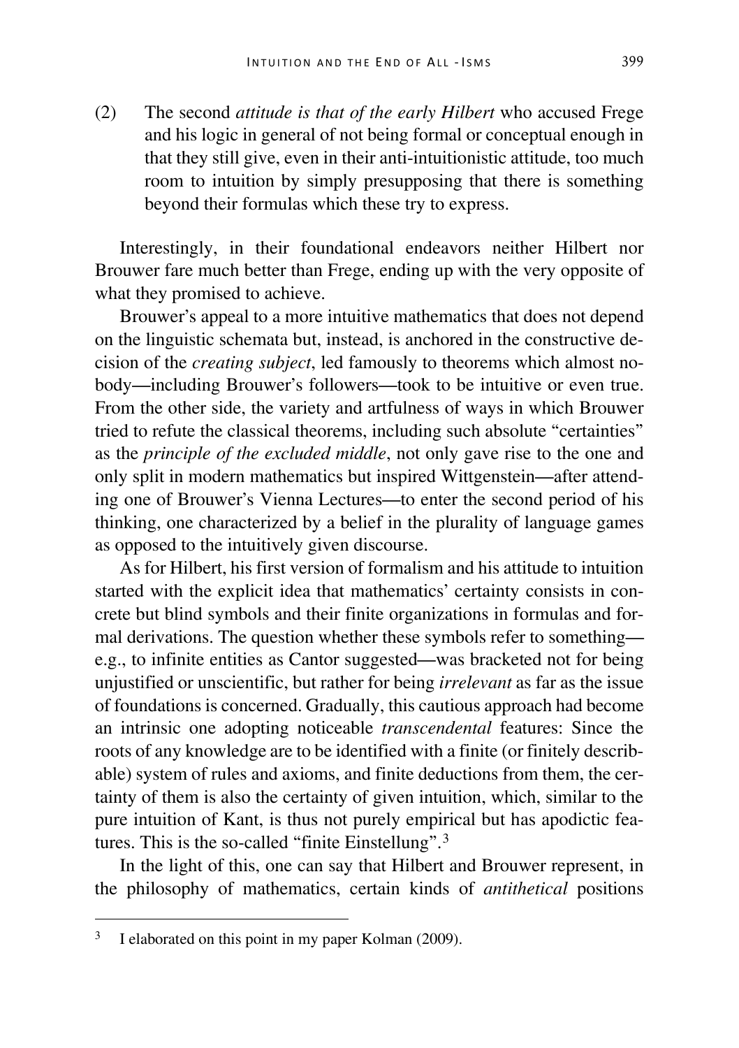(2) The second *attitude is that of the early Hilbert* who accused Frege and his logic in general of not being formal or conceptual enough in that they still give, even in their anti-intuitionistic attitude, too much room to intuition by simply presupposing that there is something beyond their formulas which these try to express.

Interestingly, in their foundational endeavors neither Hilbert nor Brouwer fare much better than Frege, ending up with the very opposite of what they promised to achieve.

Brouwer's appeal to a more intuitive mathematics that does not depend on the linguistic schemata but, instead, is anchored in the constructive decision of the *creating subject*, led famously to theorems which almost nobody—including Brouwer's followers—took to be intuitive or even true. From the other side, the variety and artfulness of ways in which Brouwer tried to refute the classical theorems, including such absolute "certainties" as the *principle of the excluded middle*, not only gave rise to the one and only split in modern mathematics but inspired Wittgenstein—after attending one of Brouwer's Vienna Lectures—to enter the second period of his thinking, one characterized by a belief in the plurality of language games as opposed to the intuitively given discourse.

As for Hilbert, his first version of formalism and his attitude to intuition started with the explicit idea that mathematics' certainty consists in concrete but blind symbols and their finite organizations in formulas and formal derivations. The question whether these symbols refer to something—e.g., to infinite entities as Cantor suggested—was bracketed not for being unjustified or unscientific, but rather for being *irrelevant* as far as the issue of foundations is concerned. Gradually, this cautious approach had become an intrinsic one adopting noticeable *transcendental* features: Since the roots of any knowledge are to be identified with a finite (or finitely describable) system of rules and axioms, and finite deductions from them, the certainty of them is also the certainty of given intuition, which, similar to the pure intuition of Kant, is thus not purely empirical but has apodictic features. This is the so-called "finite Einstellung".[3]

In the light of this, one can say that Hilbert and Brouwer represent, in the philosophy of mathematics, certain kinds of *antithetical* positions

[3] I elaborated on this point in my paper Kolman (2009).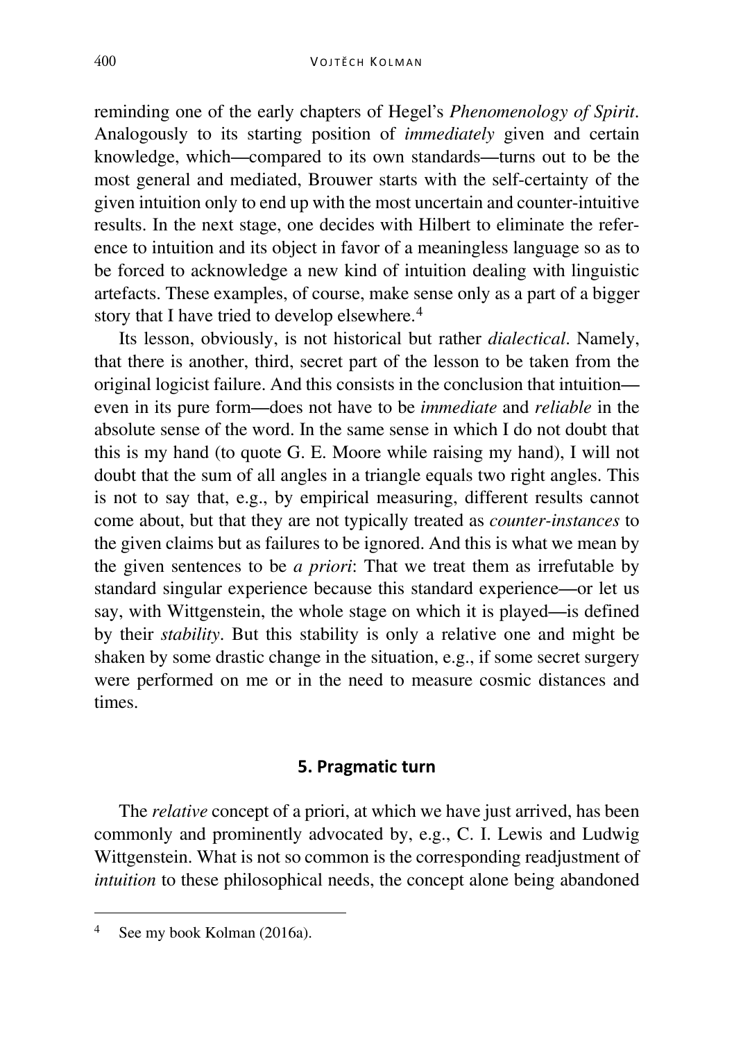reminding one of the early chapters of Hegel's *Phenomenology of Spirit*. Analogously to its starting position of *immediately* given and certain knowledge, which—compared to its own standards—turns out to be the most general and mediated, Brouwer starts with the self-certainty of the given intuition only to end up with the most uncertain and counter-intuitive results. In the next stage, one decides with Hilbert to eliminate the reference to intuition and its object in favor of a meaningless language so as to be forced to acknowledge a new kind of intuition dealing with linguistic artefacts. These examples, of course, make sense only as a part of a bigger story that I have tried to develop elsewhere.[4]

Its lesson, obviously, is not historical but rather *dialectical*. Namely, that there is another, third, secret part of the lesson to be taken from the original logicist failure. And this consists in the conclusion that intuition—even in its pure form—does not have to be *immediate* and *reliable* in the absolute sense of the word. In the same sense in which I do not doubt that this is my hand (to quote G. E. Moore while raising my hand), I will not doubt that the sum of all angles in a triangle equals two right angles. This is not to say that, e.g., by empirical measuring, different results cannot come about, but that they are not typically treated as *counter-instances* to the given claims but as failures to be ignored. And this is what we mean by the given sentences to be *a priori*: That we treat them as irrefutable by standard singular experience because this standard experience—or let us say, with Wittgenstein, the whole stage on which it is played—is defined by their *stability*. But this stability is only a relative one and might be shaken by some drastic change in the situation, e.g., if some secret surgery were performed on me or in the need to measure cosmic distances and times.

## 5. Pragmatic turn

The *relative* concept of a priori, at which we have just arrived, has been commonly and prominently advocated by, e.g., C. I. Lewis and Ludwig Wittgenstein. What is not so common is the corresponding readjustment of *intuition* to these philosophical needs, the concept alone being abandoned

---

[4] See my book Kolman (2016a).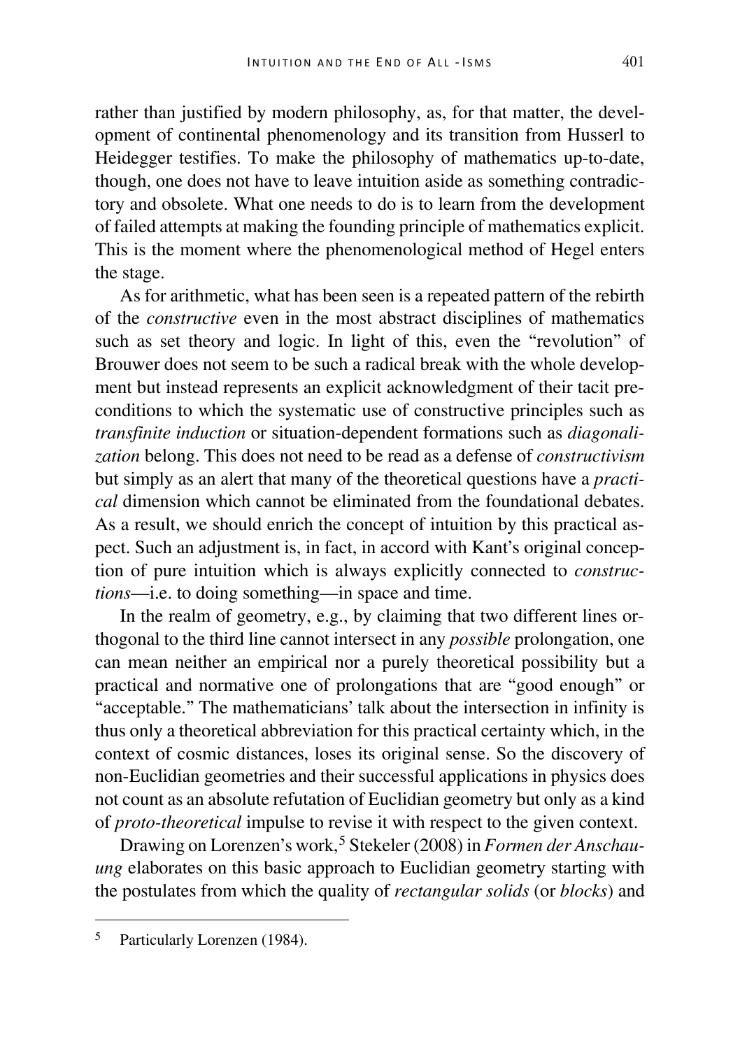rather than justified by modern philosophy, as, for that matter, the development of continental phenomenology and its transition from Husserl to Heidegger testifies. To make the philosophy of mathematics up-to-date, though, one does not have to leave intuition aside as something contradictory and obsolete. What one needs to do is to learn from the development of failed attempts at making the founding principle of mathematics explicit. This is the moment where the phenomenological method of Hegel enters the stage.

As for arithmetic, what has been seen is a repeated pattern of the rebirth of the *constructive* even in the most abstract disciplines of mathematics such as set theory and logic. In light of this, even the "revolution" of Brouwer does not seem to be such a radical break with the whole development but instead represents an explicit acknowledgment of their tacit preconditions to which the systematic use of constructive principles such as *transfinite induction* or situation-dependent formations such as *diagonalization* belong. This does not need to be read as a defense of *constructivism* but simply as an alert that many of the theoretical questions have a *practical* dimension which cannot be eliminated from the foundational debates. As a result, we should enrich the concept of intuition by this practical aspect. Such an adjustment is, in fact, in accord with Kant's original conception of pure intuition which is always explicitly connected to *constructions*—i.e. to doing something—in space and time.

In the realm of geometry, e.g., by claiming that two different lines orthogonal to the third line cannot intersect in any *possible* prolongation, one can mean neither an empirical nor a purely theoretical possibility but a practical and normative one of prolongations that are "good enough" or "acceptable." The mathematicians' talk about the intersection in infinity is thus only a theoretical abbreviation for this practical certainty which, in the context of cosmic distances, loses its original sense. So the discovery of non-Euclidian geometries and their successful applications in physics does not count as an absolute refutation of Euclidian geometry but only as a kind of *proto-theoretical* impulse to revise it with respect to the given context.

Drawing on Lorenzen's work,[5] Stekeler (2008) in *Formen der Anschauung* elaborates on this basic approach to Euclidian geometry starting with the postulates from which the quality of *rectangular solids* (or *blocks*) and

---

[5] Particularly Lorenzen (1984).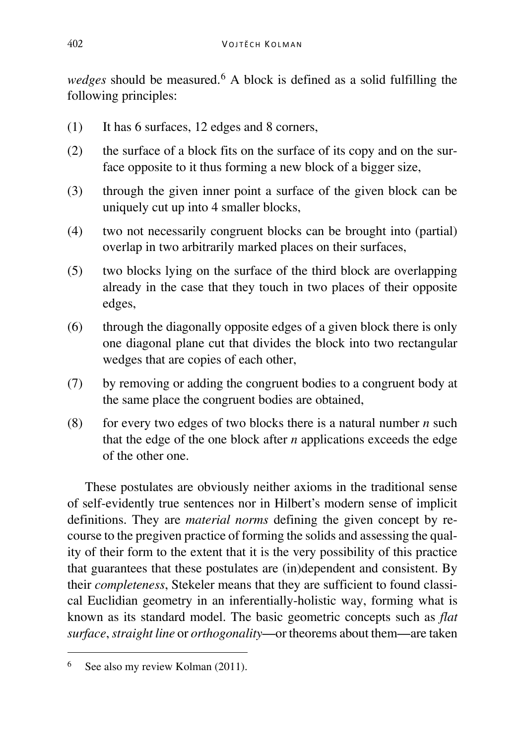*wedges* should be measured.[6] A block is defined as a solid fulfilling the following principles:

(1) It has 6 surfaces, 12 edges and 8 corners,

(2) the surface of a block fits on the surface of its copy and on the surface opposite to it thus forming a new block of a bigger size,

(3) through the given inner point a surface of the given block can be uniquely cut up into 4 smaller blocks,

(4) two not necessarily congruent blocks can be brought into (partial) overlap in two arbitrarily marked places on their surfaces,

(5) two blocks lying on the surface of the third block are overlapping already in the case that they touch in two places of their opposite edges,

(6) through the diagonally opposite edges of a given block there is only one diagonal plane cut that divides the block into two rectangular wedges that are copies of each other,

(7) by removing or adding the congruent bodies to a congruent body at the same place the congruent bodies are obtained,

(8) for every two edges of two blocks there is a natural number *n* such that the edge of the one block after *n* applications exceeds the edge of the other one.

These postulates are obviously neither axioms in the traditional sense of self-evidently true sentences nor in Hilbert's modern sense of implicit definitions. They are *material norms* defining the given concept by recourse to the pregiven practice of forming the solids and assessing the quality of their form to the extent that it is the very possibility of this practice that guarantees that these postulates are (in)dependent and consistent. By their *completeness*, Stekeler means that they are sufficient to found classical Euclidian geometry in an inferentially-holistic way, forming what is known as its standard model. The basic geometric concepts such as *flat surface*, *straight line* or *orthogonality*—or theorems about them—are taken

[6] See also my review Kolman (2011).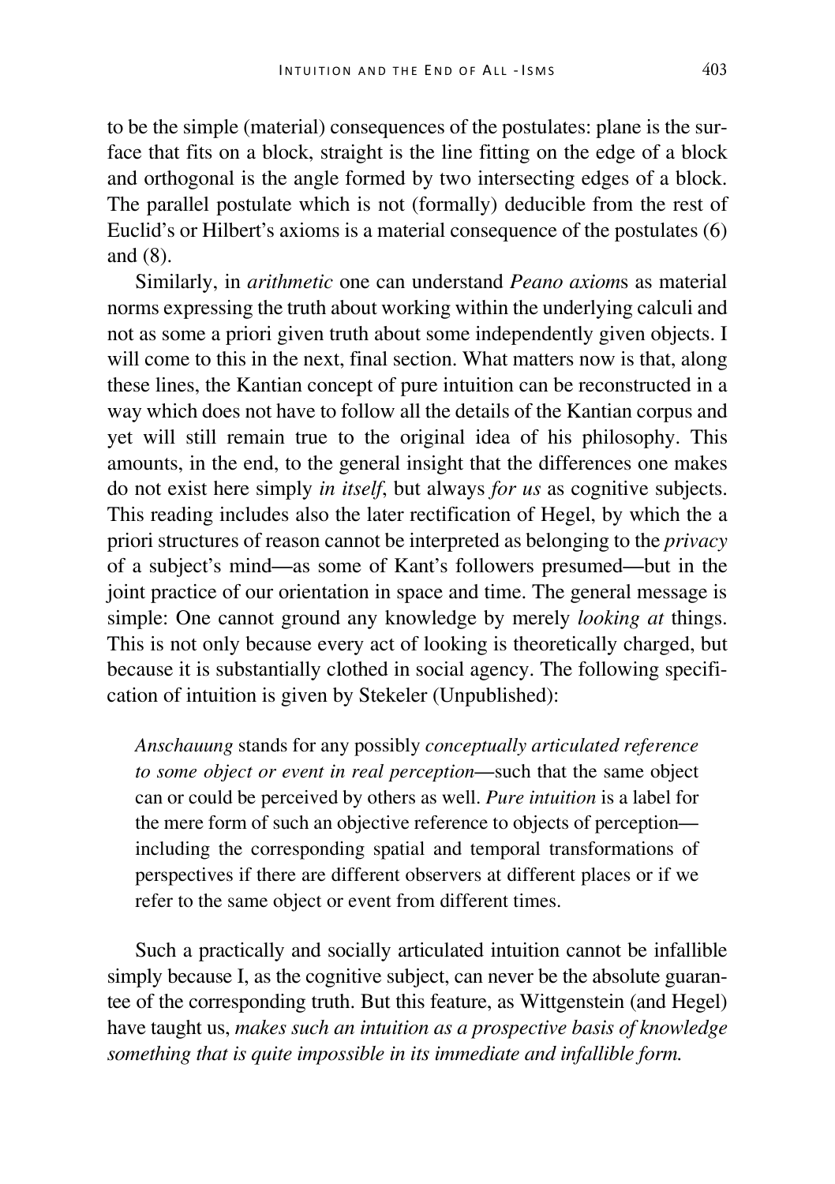to be the simple (material) consequences of the postulates: plane is the surface that fits on a block, straight is the line fitting on the edge of a block and orthogonal is the angle formed by two intersecting edges of a block. The parallel postulate which is not (formally) deducible from the rest of Euclid's or Hilbert's axioms is a material consequence of the postulates (6) and (8).

Similarly, in *arithmetic* one can understand *Peano axiom*s as material norms expressing the truth about working within the underlying calculi and not as some a priori given truth about some independently given objects. I will come to this in the next, final section. What matters now is that, along these lines, the Kantian concept of pure intuition can be reconstructed in a way which does not have to follow all the details of the Kantian corpus and yet will still remain true to the original idea of his philosophy. This amounts, in the end, to the general insight that the differences one makes do not exist here simply *in itself*, but always *for us* as cognitive subjects. This reading includes also the later rectification of Hegel, by which the a priori structures of reason cannot be interpreted as belonging to the *privacy* of a subject's mind—as some of Kant's followers presumed—but in the joint practice of our orientation in space and time. The general message is simple: One cannot ground any knowledge by merely *looking at* things. This is not only because every act of looking is theoretically charged, but because it is substantially clothed in social agency. The following specification of intuition is given by Stekeler (Unpublished):

> *Anschauung* stands for any possibly *conceptually articulated reference to some object or event in real perception*—such that the same object can or could be perceived by others as well. *Pure intuition* is a label for the mere form of such an objective reference to objects of perception—including the corresponding spatial and temporal transformations of perspectives if there are different observers at different places or if we refer to the same object or event from different times.

Such a practically and socially articulated intuition cannot be infallible simply because I, as the cognitive subject, can never be the absolute guarantee of the corresponding truth. But this feature, as Wittgenstein (and Hegel) have taught us, *makes such an intuition as a prospective basis of knowledge something that is quite impossible in its immediate and infallible form.*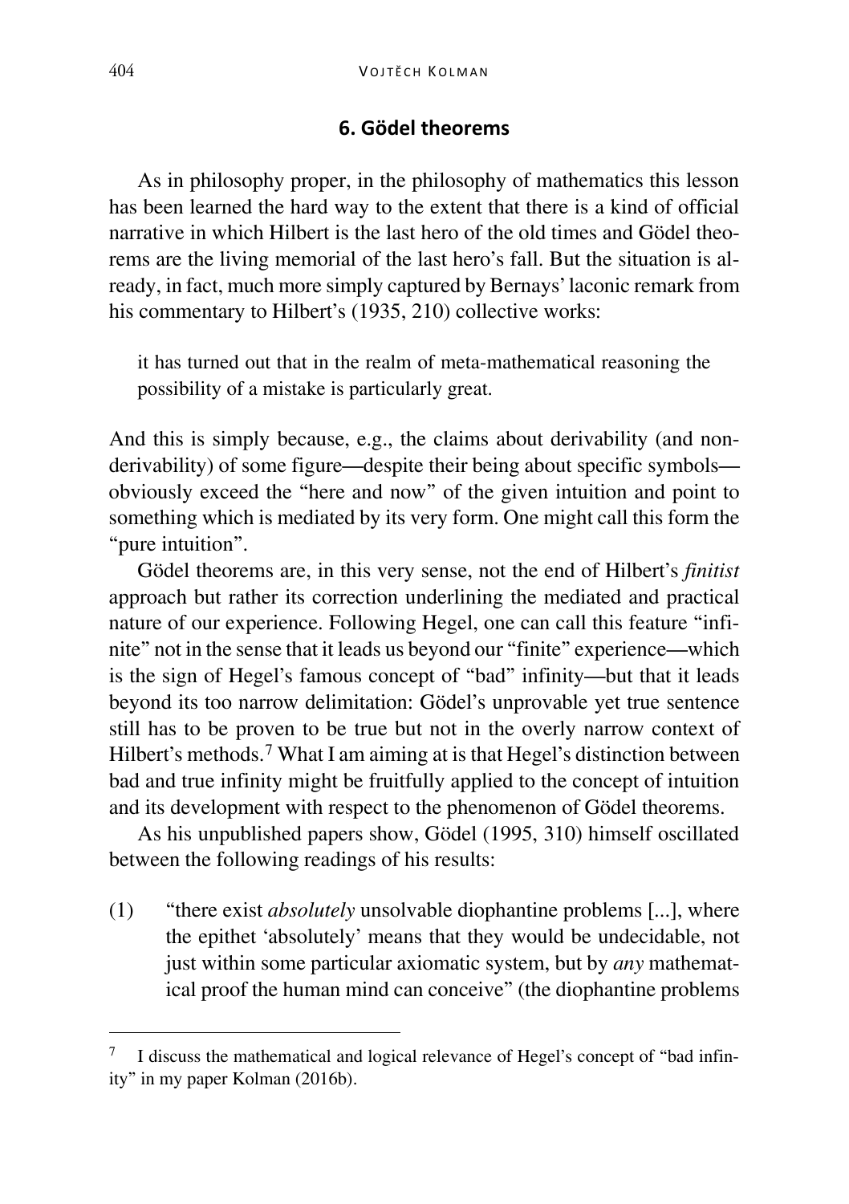## 6. Gödel theorems

As in philosophy proper, in the philosophy of mathematics this lesson has been learned the hard way to the extent that there is a kind of official narrative in which Hilbert is the last hero of the old times and Gödel theorems are the living memorial of the last hero's fall. But the situation is already, in fact, much more simply captured by Bernays' laconic remark from his commentary to Hilbert's (1935, 210) collective works:

> it has turned out that in the realm of meta-mathematical reasoning the possibility of a mistake is particularly great.

And this is simply because, e.g., the claims about derivability (and non-derivability) of some figure—despite their being about specific symbols—obviously exceed the "here and now" of the given intuition and point to something which is mediated by its very form. One might call this form the "pure intuition".

Gödel theorems are, in this very sense, not the end of Hilbert's *finitist* approach but rather its correction underlining the mediated and practical nature of our experience. Following Hegel, one can call this feature "infinite" not in the sense that it leads us beyond our "finite" experience—which is the sign of Hegel's famous concept of "bad" infinity—but that it leads beyond its too narrow delimitation: Gödel's unprovable yet true sentence still has to be proven to be true but not in the overly narrow context of Hilbert's methods.[7] What I am aiming at is that Hegel's distinction between bad and true infinity might be fruitfully applied to the concept of intuition and its development with respect to the phenomenon of Gödel theorems.

As his unpublished papers show, Gödel (1995, 310) himself oscillated between the following readings of his results:

(1) "there exist *absolutely* unsolvable diophantine problems [...], where the epithet 'absolutely' means that they would be undecidable, not just within some particular axiomatic system, but by *any* mathematical proof the human mind can conceive" (the diophantine problems

---

[7] I discuss the mathematical and logical relevance of Hegel's concept of "bad infinity" in my paper Kolman (2016b).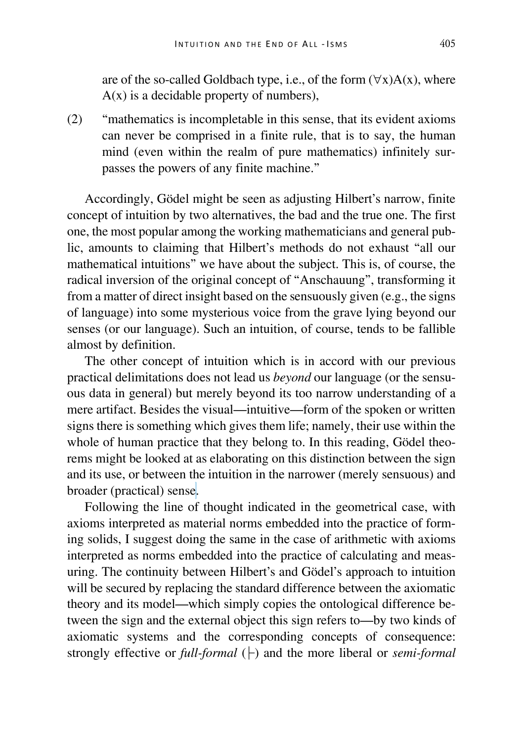are of the so-called Goldbach type, i.e., of the form $(\forall x)A(x)$, where $A(x)$ is a decidable property of numbers),

(2) "mathematics is incompletable in this sense, that its evident axioms can never be comprised in a finite rule, that is to say, the human mind (even within the realm of pure mathematics) infinitely surpasses the powers of any finite machine."

Accordingly, Gödel might be seen as adjusting Hilbert's narrow, finite concept of intuition by two alternatives, the bad and the true one. The first one, the most popular among the working mathematicians and general public, amounts to claiming that Hilbert's methods do not exhaust "all our mathematical intuitions" we have about the subject. This is, of course, the radical inversion of the original concept of "Anschauung", transforming it from a matter of direct insight based on the sensuously given (e.g., the signs of language) into some mysterious voice from the grave lying beyond our senses (or our language). Such an intuition, of course, tends to be fallible almost by definition.

The other concept of intuition which is in accord with our previous practical delimitations does not lead us *beyond* our language (or the sensuous data in general) but merely beyond its too narrow understanding of a mere artifact. Besides the visual—intuitive—form of the spoken or written signs there is something which gives them life; namely, their use within the whole of human practice that they belong to. In this reading, Gödel theorems might be looked at as elaborating on this distinction between the sign and its use, or between the intuition in the narrower (merely sensuous) and broader (practical) sense.

Following the line of thought indicated in the geometrical case, with axioms interpreted as material norms embedded into the practice of forming solids, I suggest doing the same in the case of arithmetic with axioms interpreted as norms embedded into the practice of calculating and measuring. The continuity between Hilbert's and Gödel's approach to intuition will be secured by replacing the standard difference between the axiomatic theory and its model—which simply copies the ontological difference between the sign and the external object this sign refers to—by two kinds of axiomatic systems and the corresponding concepts of consequence: strongly effective or *full-formal* ($\vdash$) and the more liberal or *semi-formal*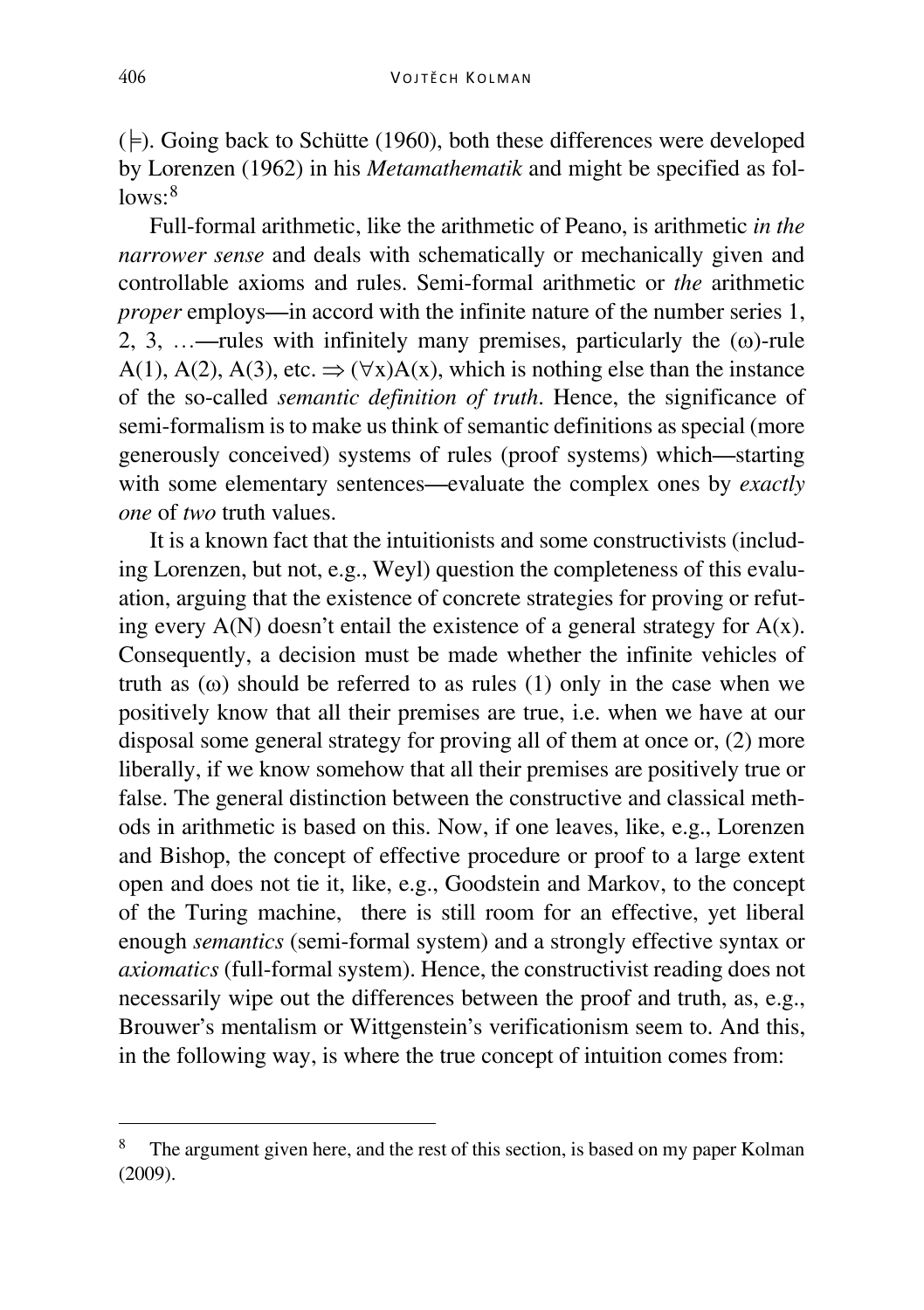($\models$). Going back to Schütte (1960), both these differences were developed by Lorenzen (1962) in his *Metamathematik* and might be specified as follows:[8]

Full-formal arithmetic, like the arithmetic of Peano, is arithmetic *in the narrower sense* and deals with schematically or mechanically given and controllable axioms and rules. Semi-formal arithmetic or *the* arithmetic *proper* employs—in accord with the infinite nature of the number series 1, 2, 3, …—rules with infinitely many premises, particularly the ($\omega$)-rule $A(1), A(2), A(3)$, etc. $\Rightarrow (\forall x)A(x)$, which is nothing else than the instance of the so-called *semantic definition of truth*. Hence, the significance of semi-formalism is to make us think of semantic definitions as special (more generously conceived) systems of rules (proof systems) which—starting with some elementary sentences—evaluate the complex ones by *exactly one* of *two* truth values.

It is a known fact that the intuitionists and some constructivists (including Lorenzen, but not, e.g., Weyl) question the completeness of this evaluation, arguing that the existence of concrete strategies for proving or refuting every $A(N)$ doesn't entail the existence of a general strategy for $A(x)$. Consequently, a decision must be made whether the infinite vehicles of truth as ($\omega$) should be referred to as rules (1) only in the case when we positively know that all their premises are true, i.e. when we have at our disposal some general strategy for proving all of them at once or, (2) more liberally, if we know somehow that all their premises are positively true or false. The general distinction between the constructive and classical methods in arithmetic is based on this. Now, if one leaves, like, e.g., Lorenzen and Bishop, the concept of effective procedure or proof to a large extent open and does not tie it, like, e.g., Goodstein and Markov, to the concept of the Turing machine, there is still room for an effective, yet liberal enough *semantics* (semi-formal system) and a strongly effective syntax or *axiomatics* (full-formal system). Hence, the constructivist reading does not necessarily wipe out the differences between the proof and truth, as, e.g., Brouwer's mentalism or Wittgenstein's verificationism seem to. And this, in the following way, is where the true concept of intuition comes from:

---

[8] The argument given here, and the rest of this section, is based on my paper Kolman (2009).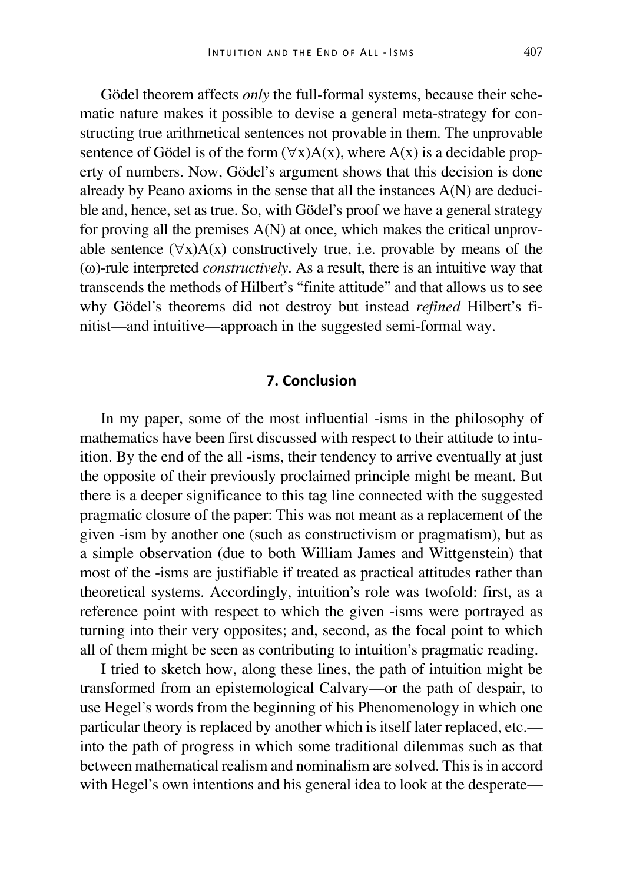Gödel theorem affects *only* the full-formal systems, because their schematic nature makes it possible to devise a general meta-strategy for constructing true arithmetical sentences not provable in them. The unprovable sentence of Gödel is of the form $(\forall x)A(x)$, where $A(x)$ is a decidable property of numbers. Now, Gödel's argument shows that this decision is done already by Peano axioms in the sense that all the instances $A(N)$ are deducible and, hence, set as true. So, with Gödel's proof we have a general strategy for proving all the premises $A(N)$ at once, which makes the critical unprovable sentence $(\forall x)A(x)$ constructively true, i.e. provable by means of the $(\omega)$-rule interpreted *constructively*. As a result, there is an intuitive way that transcends the methods of Hilbert's "finite attitude" and that allows us to see why Gödel's theorems did not destroy but instead *refined* Hilbert's finitist—and intuitive—approach in the suggested semi-formal way.

## 7. Conclusion

In my paper, some of the most influential -isms in the philosophy of mathematics have been first discussed with respect to their attitude to intuition. By the end of the all -isms, their tendency to arrive eventually at just the opposite of their previously proclaimed principle might be meant. But there is a deeper significance to this tag line connected with the suggested pragmatic closure of the paper: This was not meant as a replacement of the given -ism by another one (such as constructivism or pragmatism), but as a simple observation (due to both William James and Wittgenstein) that most of the -isms are justifiable if treated as practical attitudes rather than theoretical systems. Accordingly, intuition's role was twofold: first, as a reference point with respect to which the given -isms were portrayed as turning into their very opposites; and, second, as the focal point to which all of them might be seen as contributing to intuition's pragmatic reading.

I tried to sketch how, along these lines, the path of intuition might be transformed from an epistemological Calvary—or the path of despair, to use Hegel's words from the beginning of his Phenomenology in which one particular theory is replaced by another which is itself later replaced, etc.—into the path of progress in which some traditional dilemmas such as that between mathematical realism and nominalism are solved. This is in accord with Hegel's own intentions and his general idea to look at the desperate—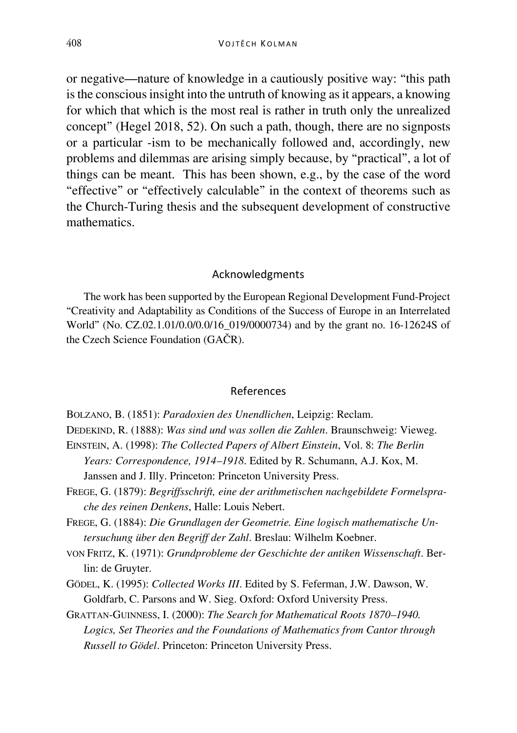or negative—nature of knowledge in a cautiously positive way: "this path is the conscious insight into the untruth of knowing as it appears, a knowing for which that which is the most real is rather in truth only the unrealized concept" (Hegel 2018, 52). On such a path, though, there are no signposts or a particular -ism to be mechanically followed and, accordingly, new problems and dilemmas are arising simply because, by "practical", a lot of things can be meant. This has been shown, e.g., by the case of the word "effective" or "effectively calculable" in the context of theorems such as the Church-Turing thesis and the subsequent development of constructive mathematics.

## Acknowledgments

The work has been supported by the European Regional Development Fund-Project "Creativity and Adaptability as Conditions of the Success of Europe in an Interrelated World" (No. CZ.02.1.01/0.0/0.0/16_019/0000734) and by the grant no. 16-12624S of the Czech Science Foundation (GAČR).

## References

BOLZANO, B. (1851): *Paradoxien des Unendlichen*, Leipzig: Reclam.

DEDEKIND, R. (1888): *Was sind und was sollen die Zahlen*. Braunschweig: Vieweg.

EINSTEIN, A. (1998): *The Collected Papers of Albert Einstein*, Vol. 8: *The Berlin Years: Correspondence, 1914–1918*. Edited by R. Schumann, A.J. Kox, M. Janssen and J. Illy. Princeton: Princeton University Press.

FREGE, G. (1879): *Begriffsschrift, eine der arithmetischen nachgebildete Formelsprache des reinen Denkens*, Halle: Louis Nebert.

FREGE, G. (1884): *Die Grundlagen der Geometrie. Eine logisch mathematische Untersuchung über den Begriff der Zahl*. Breslau: Wilhelm Koebner.

VON FRITZ, K. (1971): *Grundprobleme der Geschichte der antiken Wissenschaft*. Berlin: de Gruyter.

GÖDEL, K. (1995): *Collected Works III*. Edited by S. Feferman, J.W. Dawson, W. Goldfarb, C. Parsons and W. Sieg. Oxford: Oxford University Press.

GRATTAN-GUINNESS, I. (2000): *The Search for Mathematical Roots 1870–1940. Logics, Set Theories and the Foundations of Mathematics from Cantor through Russell to Gödel*. Princeton: Princeton University Press.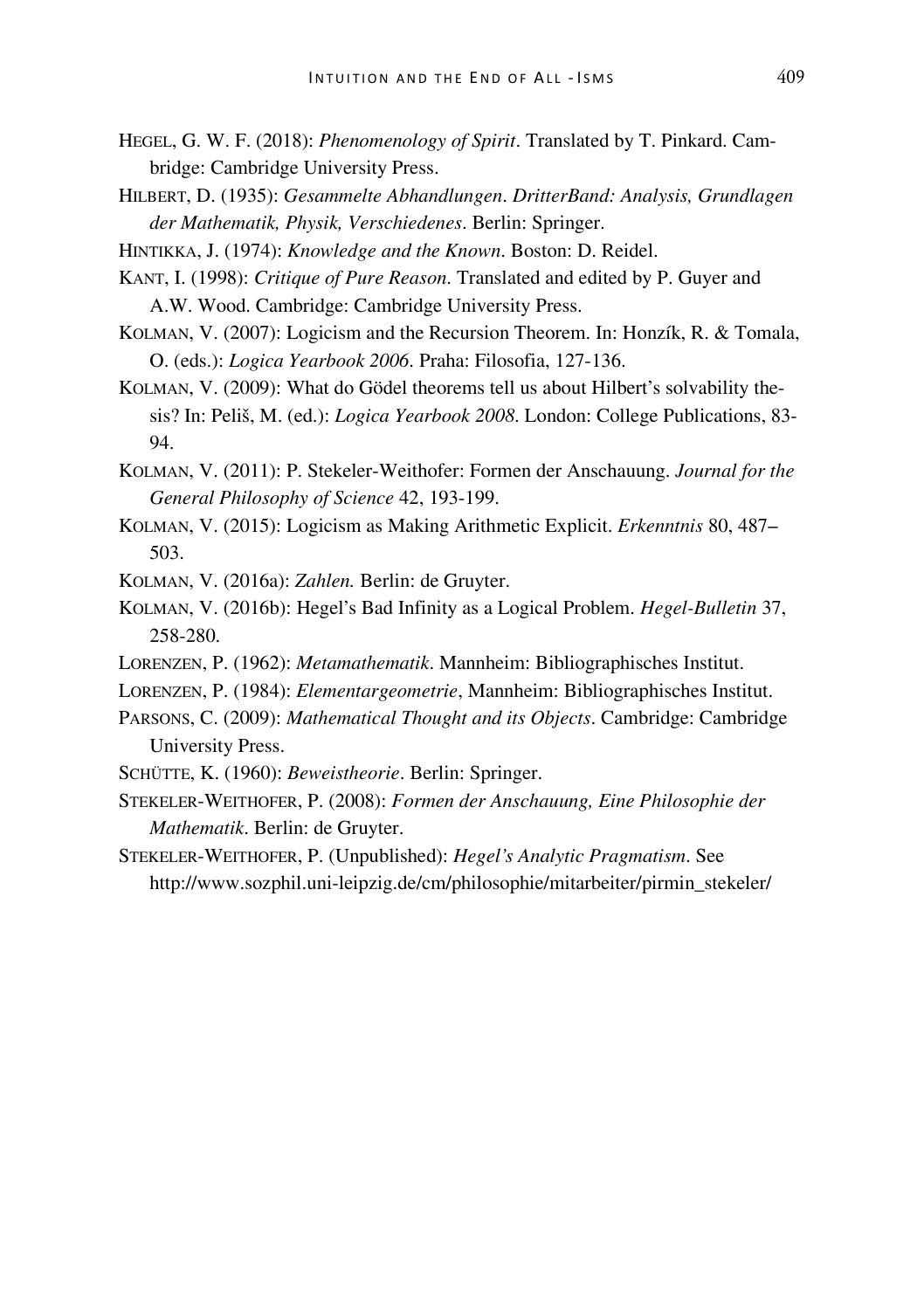HEGEL, G. W. F. (2018): *Phenomenology of Spirit*. Translated by T. Pinkard. Cambridge: Cambridge University Press.

HILBERT, D. (1935): *Gesammelte Abhandlungen. DritterBand: Analysis, Grundlagen der Mathematik, Physik, Verschiedenes*. Berlin: Springer.

HINTIKKA, J. (1974): *Knowledge and the Known*. Boston: D. Reidel.

KANT, I. (1998): *Critique of Pure Reason*. Translated and edited by P. Guyer and A.W. Wood. Cambridge: Cambridge University Press.

KOLMAN, V. (2007): Logicism and the Recursion Theorem. In: Honzík, R. & Tomala, O. (eds.): *Logica Yearbook 2006*. Praha: Filosofia, 127-136.

KOLMAN, V. (2009): What do Gödel theorems tell us about Hilbert's solvability thesis? In: Peliš, M. (ed.): *Logica Yearbook 2008*. London: College Publications, 83-94.

KOLMAN, V. (2011): P. Stekeler-Weithofer: Formen der Anschauung. *Journal for the General Philosophy of Science* 42, 193-199.

KOLMAN, V. (2015): Logicism as Making Arithmetic Explicit. *Erkenntnis* 80, 487–503.

KOLMAN, V. (2016a): *Zahlen.* Berlin: de Gruyter.

KOLMAN, V. (2016b): Hegel's Bad Infinity as a Logical Problem. *Hegel-Bulletin* 37, 258-280.

LORENZEN, P. (1962): *Metamathematik*. Mannheim: Bibliographisches Institut.

LORENZEN, P. (1984): *Elementargeometrie*, Mannheim: Bibliographisches Institut.

PARSONS, C. (2009): *Mathematical Thought and its Objects*. Cambridge: Cambridge University Press.

SCHÜTTE, K. (1960): *Beweistheorie*. Berlin: Springer.

STEKELER-WEITHOFER, P. (2008): *Formen der Anschauung, Eine Philosophie der Mathematik*. Berlin: de Gruyter.

STEKELER-WEITHOFER, P. (Unpublished): *Hegel's Analytic Pragmatism*. See http://www.sozphil.uni-leipzig.de/cm/philosophie/mitarbeiter/pirmin_stekeler/